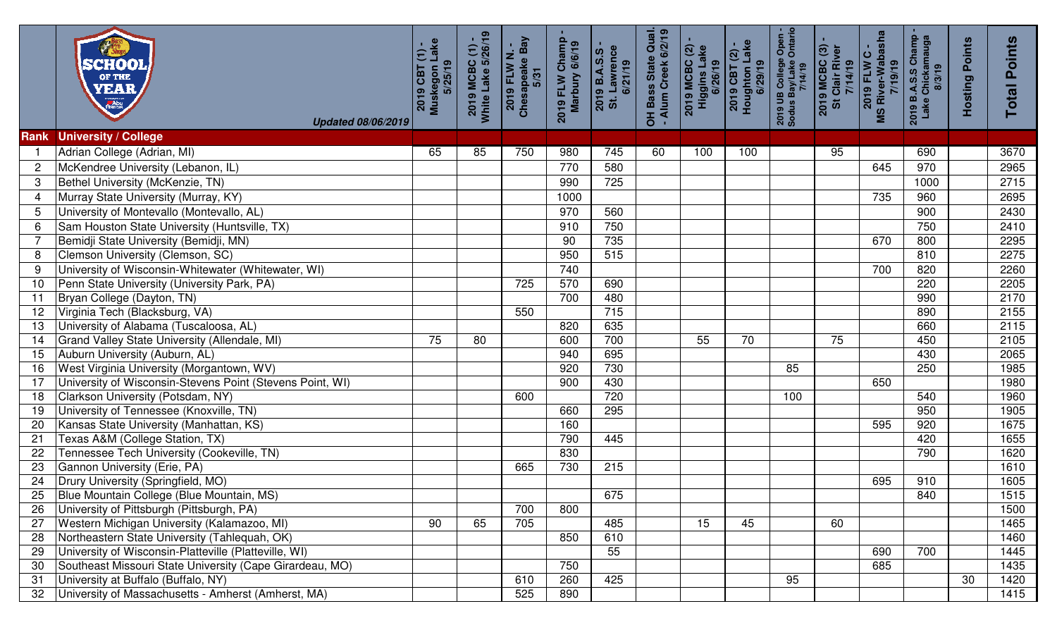**SCHOOL OF THE YEAR**

*Updated 08/06/2019*

| Rank | University / College | 2019 CBT (1) - Muskegon Lake 5/25/19 | 2019 MCBC (1) - White Lake 5/26/19 | 2019 FLW N. - Chesapeake Bay 5/31 | 2019 FLW Champ - Marbury 6/6/19 | 2019 B.A.S.S - St. Lawrence 6/21/19 | OH Bass State Qual. - Alum Creek 6/2/19 | 2019 MCBC (2) - Higgins Lake 6/26/19 | 2019 CBT (2) - Houghton Lake 6/29/19 | 2019 UB College Open - Sodus Bay/Lake Ontario 7/14/19 | 2019 MCBC (3) - St Clair River 7/14/19 | 2019 FLW C - MS River-Wabasha 7/19/19 | 2019 B.A.S.S Champ - Lake Chickamauga 8/3/19 | Hosting Points | Total Points |
|---|---|---|---|---|---|---|---|---|---|---|---|---|---|---|---|
| 1 | Adrian College (Adrian, MI) | 65 | 85 | 750 | 980 | 745 | 60 | 100 | 100 | | 95 | | 690 | | 3670 |
| 2 | McKendree University (Lebanon, IL) | | | | 770 | 580 | | | | | | 645 | 970 | | 2965 |
| 3 | Bethel University (McKenzie, TN) | | | | 990 | 725 | | | | | | | 1000 | | 2715 |
| 4 | Murray State University (Murray, KY) | | | | 1000 | | | | | | | 735 | 960 | | 2695 |
| 5 | University of Montevallo (Montevallo, AL) | | | | 970 | 560 | | | | | | | 900 | | 2430 |
| 6 | Sam Houston State University (Huntsville, TX) | | | | 910 | 750 | | | | | | | 750 | | 2410 |
| 7 | Bemidji State University (Bemidji, MN) | | | | 90 | 735 | | | | | | 670 | 800 | | 2295 |
| 8 | Clemson University (Clemson, SC) | | | | 950 | 515 | | | | | | | 810 | | 2275 |
| 9 | University of Wisconsin-Whitewater (Whitewater, WI) | | | | 740 | | | | | | | 700 | 820 | | 2260 |
| 10 | Penn State University (University Park, PA) | | | 725 | 570 | 690 | | | | | | | 220 | | 2205 |
| 11 | Bryan College (Dayton, TN) | | | | 700 | 480 | | | | | | | 990 | | 2170 |
| 12 | Virginia Tech (Blacksburg, VA) | | | 550 | | 715 | | | | | | | 890 | | 2155 |
| 13 | University of Alabama (Tuscaloosa, AL) | | | | 820 | 635 | | | | | | | 660 | | 2115 |
| 14 | Grand Valley State University (Allendale, MI) | 75 | 80 | | 600 | 700 | | 55 | 70 | | 75 | | 450 | | 2105 |
| 15 | Auburn University (Auburn, AL) | | | | 940 | 695 | | | | | | | 430 | | 2065 |
| 16 | West Virginia University (Morgantown, WV) | | | | 920 | 730 | | | | 85 | | | 250 | | 1985 |
| 17 | University of Wisconsin-Stevens Point (Stevens Point, WI) | | | | 900 | 430 | | | | | | 650 | | | 1980 |
| 18 | Clarkson University (Potsdam, NY) | | | 600 | | 720 | | | | 100 | | | 540 | | 1960 |
| 19 | University of Tennessee (Knoxville, TN) | | | | 660 | 295 | | | | | | | 950 | | 1905 |
| 20 | Kansas State University (Manhattan, KS) | | | | 160 | | | | | | | 595 | 920 | | 1675 |
| 21 | Texas A&M (College Station, TX) | | | | 790 | 445 | | | | | | | 420 | | 1655 |
| 22 | Tennessee Tech University (Cookeville, TN) | | | | 830 | | | | | | | | 790 | | 1620 |
| 23 | Gannon University (Erie, PA) | | | 665 | 730 | 215 | | | | | | | | | 1610 |
| 24 | Drury University (Springfield, MO) | | | | | | | | | | | 695 | 910 | | 1605 |
| 25 | Blue Mountain College (Blue Mountain, MS) | | | | | 675 | | | | | | | 840 | | 1515 |
| 26 | University of Pittsburgh (Pittsburgh, PA) | | | 700 | 800 | | | | | | | | | | 1500 |
| 27 | Western Michigan University (Kalamazoo, MI) | 90 | 65 | 705 | | 485 | | 15 | 45 | | 60 | | | | 1465 |
| 28 | Northeastern State University (Tahlequah, OK) | | | | 850 | 610 | | | | | | | | | 1460 |
| 29 | University of Wisconsin-Platteville (Platteville, WI) | | | | | 55 | | | | | | 690 | 700 | | 1445 |
| 30 | Southeast Missouri State University (Cape Girardeau, MO) | | | | 750 | | | | | | | 685 | | | 1435 |
| 31 | University at Buffalo (Buffalo, NY) | | | 610 | 260 | 425 | | | | 95 | | | | 30 | 1420 |
| 32 | University of Massachusetts - Amherst (Amherst, MA) | | | 525 | 890 | | | | | | | | | | 1415 |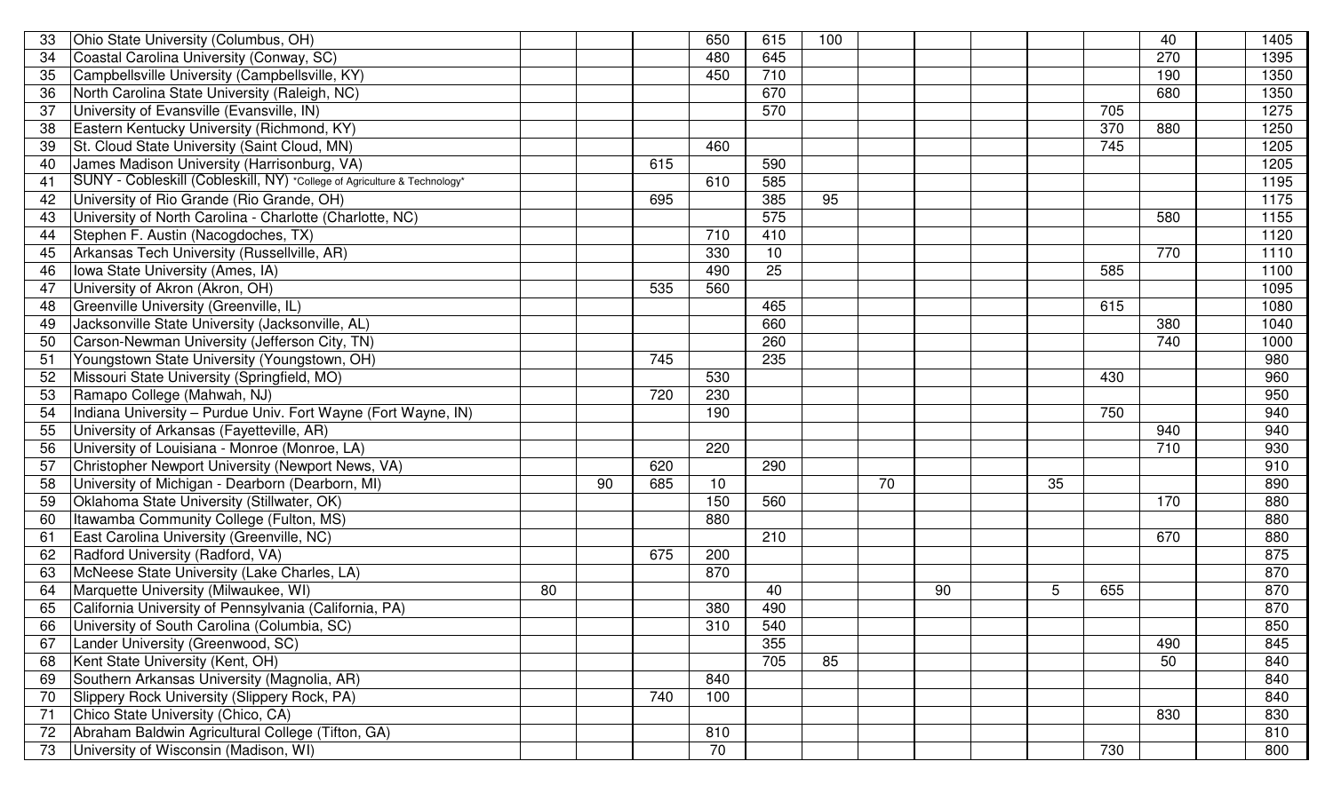| | | | | | | | | | | | | | | | |
|---|---|---|---|---|---|---|---|---|---|---|---|---|---|---|---|
| 33 | Ohio State University (Columbus, OH) | | | | 650 | 615 | 100 | | | | | | 40 | | 1405 |
| 34 | Coastal Carolina University (Conway, SC) | | | | 480 | 645 | | | | | | | 270 | | 1395 |
| 35 | Campbellsville University (Campbellsville, KY) | | | | 450 | 710 | | | | | | | 190 | | 1350 |
| 36 | North Carolina State University (Raleigh, NC) | | | | | 670 | | | | | | | 680 | | 1350 |
| 37 | University of Evansville (Evansville, IN) | | | | | 570 | | | | | | 705 | | | 1275 |
| 38 | Eastern Kentucky University (Richmond, KY) | | | | | | | | | | | 370 | 880 | | 1250 |
| 39 | St. Cloud State University (Saint Cloud, MN) | | | | 460 | | | | | | | 745 | | | 1205 |
| 40 | James Madison University (Harrisonburg, VA) | | | 615 | | 590 | | | | | | | | | 1205 |
| 41 | SUNY - Cobleskill (Cobleskill, NY) *College of Agriculture & Technology* | | | | 610 | 585 | | | | | | | | | 1195 |
| 42 | University of Rio Grande (Rio Grande, OH) | | | 695 | | 385 | 95 | | | | | | | | 1175 |
| 43 | University of North Carolina - Charlotte (Charlotte, NC) | | | | | 575 | | | | | | | 580 | | 1155 |
| 44 | Stephen F. Austin (Nacogdoches, TX) | | | | 710 | 410 | | | | | | | | | 1120 |
| 45 | Arkansas Tech University (Russellville, AR) | | | | 330 | 10 | | | | | | | 770 | | 1110 |
| 46 | Iowa State University (Ames, IA) | | | | 490 | 25 | | | | | | 585 | | | 1100 |
| 47 | University of Akron (Akron, OH) | | | 535 | 560 | | | | | | | | | | 1095 |
| 48 | Greenville University (Greenville, IL) | | | | | 465 | | | | | | 615 | | | 1080 |
| 49 | Jacksonville State University (Jacksonville, AL) | | | | | 660 | | | | | | | 380 | | 1040 |
| 50 | Carson-Newman University (Jefferson City, TN) | | | | | 260 | | | | | | | 740 | | 1000 |
| 51 | Youngstown State University (Youngstown, OH) | | | 745 | | 235 | | | | | | | | | 980 |
| 52 | Missouri State University (Springfield, MO) | | | | 530 | | | | | | | 430 | | | 960 |
| 53 | Ramapo College (Mahwah, NJ) | | | 720 | 230 | | | | | | | | | | 950 |
| 54 | Indiana University – Purdue Univ. Fort Wayne (Fort Wayne, IN) | | | | 190 | | | | | | | 750 | | | 940 |
| 55 | University of Arkansas (Fayetteville, AR) | | | | | | | | | | | | 940 | | 940 |
| 56 | University of Louisiana - Monroe (Monroe, LA) | | | | 220 | | | | | | | | 710 | | 930 |
| 57 | Christopher Newport University (Newport News, VA) | | | 620 | | 290 | | | | | | | | | 910 |
| 58 | University of Michigan - Dearborn (Dearborn, MI) | | 90 | 685 | 10 | | | 70 | | | 35 | | | | 890 |
| 59 | Oklahoma State University (Stillwater, OK) | | | | 150 | 560 | | | | | | | 170 | | 880 |
| 60 | Itawamba Community College (Fulton, MS) | | | | 880 | | | | | | | | | | 880 |
| 61 | East Carolina University (Greenville, NC) | | | | | 210 | | | | | | | 670 | | 880 |
| 62 | Radford University (Radford, VA) | | | 675 | 200 | | | | | | | | | | 875 |
| 63 | McNeese State University (Lake Charles, LA) | | | | 870 | | | | | | | | | | 870 |
| 64 | Marquette University (Milwaukee, WI) | 80 | | | | 40 | | | 90 | | 5 | 655 | | | 870 |
| 65 | California University of Pennsylvania (California, PA) | | | | 380 | 490 | | | | | | | | | 870 |
| 66 | University of South Carolina (Columbia, SC) | | | | 310 | 540 | | | | | | | | | 850 |
| 67 | Lander University (Greenwood, SC) | | | | | 355 | | | | | | | 490 | | 845 |
| 68 | Kent State University (Kent, OH) | | | | | 705 | 85 | | | | | | 50 | | 840 |
| 69 | Southern Arkansas University (Magnolia, AR) | | | | 840 | | | | | | | | | | 840 |
| 70 | Slippery Rock University (Slippery Rock, PA) | | | 740 | 100 | | | | | | | | | | 840 |
| 71 | Chico State University (Chico, CA) | | | | | | | | | | | | 830 | | 830 |
| 72 | Abraham Baldwin Agricultural College (Tifton, GA) | | | | 810 | | | | | | | | | | 810 |
| 73 | University of Wisconsin (Madison, WI) | | | | 70 | | | | | | | 730 | | | 800 |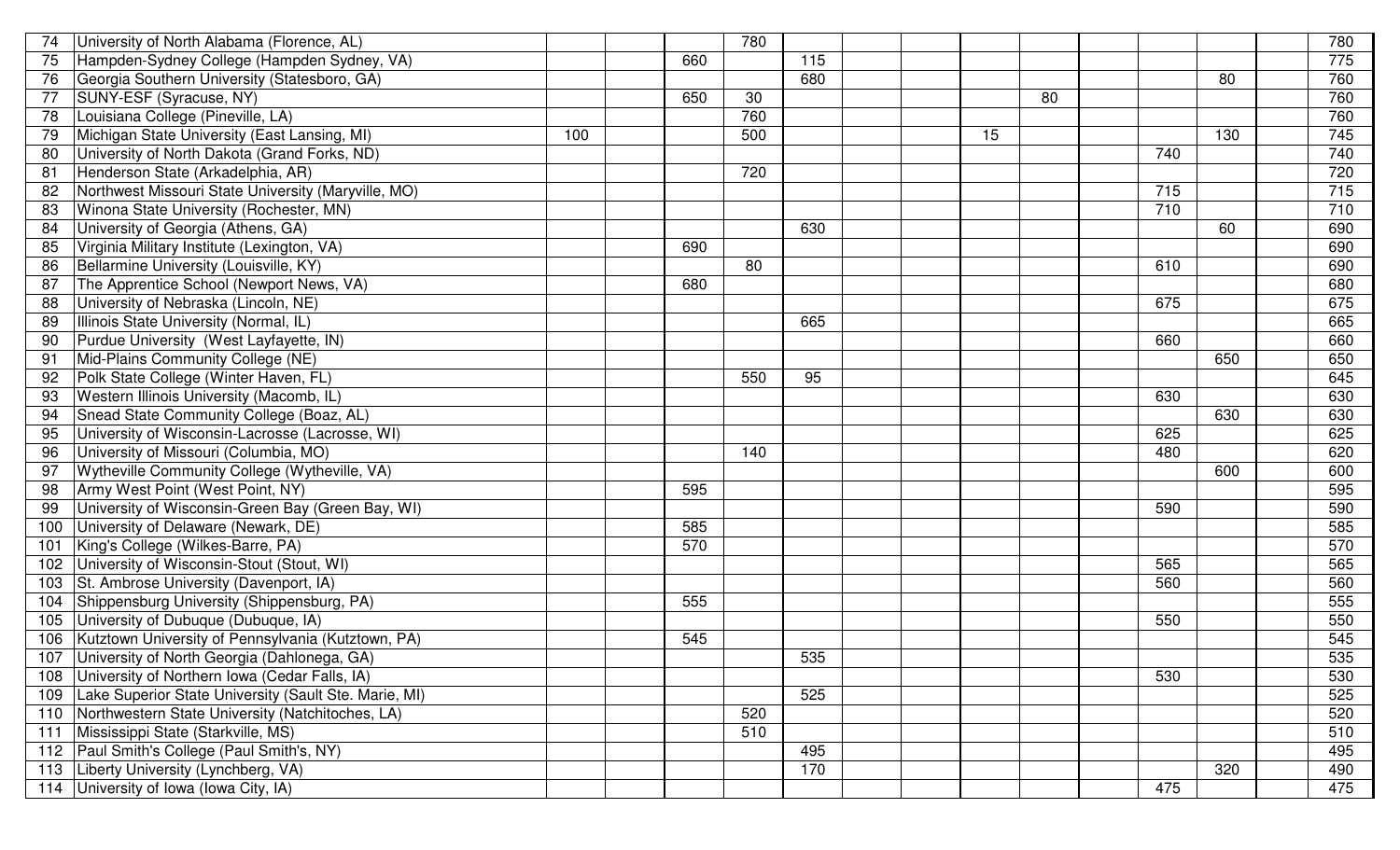| | | | | | | | | | | | | | | | |
|---|---|---|---|---|---|---|---|---|---|---|---|---|---|---|---|
| 74 | University of North Alabama (Florence, AL) | | | | 780 | | | | | | | | | | 780 |
| 75 | Hampden-Sydney College (Hampden Sydney, VA) | | | 660 | | 115 | | | | | | | | | 775 |
| 76 | Georgia Southern University (Statesboro, GA) | | | | | 680 | | | | | | | 80 | | 760 |
| 77 | SUNY-ESF (Syracuse, NY) | | | 650 | 30 | | | | | 80 | | | | | 760 |
| 78 | Louisiana College (Pineville, LA) | | | | 760 | | | | | | | | | | 760 |
| 79 | Michigan State University (East Lansing, MI) | 100 | | | 500 | | | | 15 | | | | 130 | | 745 |
| 80 | University of North Dakota (Grand Forks, ND) | | | | | | | | | | | 740 | | | 740 |
| 81 | Henderson State (Arkadelphia, AR) | | | | 720 | | | | | | | | | | 720 |
| 82 | Northwest Missouri State University (Maryville, MO) | | | | | | | | | | | 715 | | | 715 |
| 83 | Winona State University (Rochester, MN) | | | | | | | | | | | 710 | | | 710 |
| 84 | University of Georgia (Athens, GA) | | | | | 630 | | | | | | | 60 | | 690 |
| 85 | Virginia Military Institute (Lexington, VA) | | | 690 | | | | | | | | | | | 690 |
| 86 | Bellarmine University (Louisville, KY) | | | | 80 | | | | | | | 610 | | | 690 |
| 87 | The Apprentice School (Newport News, VA) | | | 680 | | | | | | | | | | | 680 |
| 88 | University of Nebraska (Lincoln, NE) | | | | | | | | | | | 675 | | | 675 |
| 89 | Illinois State University (Normal, IL) | | | | | 665 | | | | | | | | | 665 |
| 90 | Purdue University (West Layfayette, IN) | | | | | | | | | | | 660 | | | 660 |
| 91 | Mid-Plains Community College (NE) | | | | | | | | | | | | 650 | | 650 |
| 92 | Polk State College (Winter Haven, FL) | | | | 550 | 95 | | | | | | | | | 645 |
| 93 | Western Illinois University (Macomb, IL) | | | | | | | | | | | 630 | | | 630 |
| 94 | Snead State Community College (Boaz, AL) | | | | | | | | | | | | 630 | | 630 |
| 95 | University of Wisconsin-Lacrosse (Lacrosse, WI) | | | | | | | | | | | 625 | | | 625 |
| 96 | University of Missouri (Columbia, MO) | | | | 140 | | | | | | | 480 | | | 620 |
| 97 | Wytheville Community College (Wytheville, VA) | | | | | | | | | | | | 600 | | 600 |
| 98 | Army West Point (West Point, NY) | | | 595 | | | | | | | | | | | 595 |
| 99 | University of Wisconsin-Green Bay (Green Bay, WI) | | | | | | | | | | | 590 | | | 590 |
| 100 | University of Delaware (Newark, DE) | | | 585 | | | | | | | | | | | 585 |
| 101 | King's College (Wilkes-Barre, PA) | | | 570 | | | | | | | | | | | 570 |
| 102 | University of Wisconsin-Stout (Stout, WI) | | | | | | | | | | | 565 | | | 565 |
| 103 | St. Ambrose University (Davenport, IA) | | | | | | | | | | | 560 | | | 560 |
| 104 | Shippensburg University (Shippensburg, PA) | | | 555 | | | | | | | | | | | 555 |
| 105 | University of Dubuque (Dubuque, IA) | | | | | | | | | | | 550 | | | 550 |
| 106 | Kutztown University of Pennsylvania (Kutztown, PA) | | | 545 | | | | | | | | | | | 545 |
| 107 | University of North Georgia (Dahlonega, GA) | | | | | 535 | | | | | | | | | 535 |
| 108 | University of Northern Iowa (Cedar Falls, IA) | | | | | | | | | | | 530 | | | 530 |
| 109 | Lake Superior State University (Sault Ste. Marie, MI) | | | | | 525 | | | | | | | | | 525 |
| 110 | Northwestern State University (Natchitoches, LA) | | | | 520 | | | | | | | | | | 520 |
| 111 | Mississippi State (Starkville, MS) | | | | 510 | | | | | | | | | | 510 |
| 112 | Paul Smith's College (Paul Smith's, NY) | | | | | 495 | | | | | | | | | 495 |
| 113 | Liberty University (Lynchberg, VA) | | | | | 170 | | | | | | | 320 | | 490 |
| 114 | University of Iowa (Iowa City, IA) | | | | | | | | | | | 475 | | | 475 |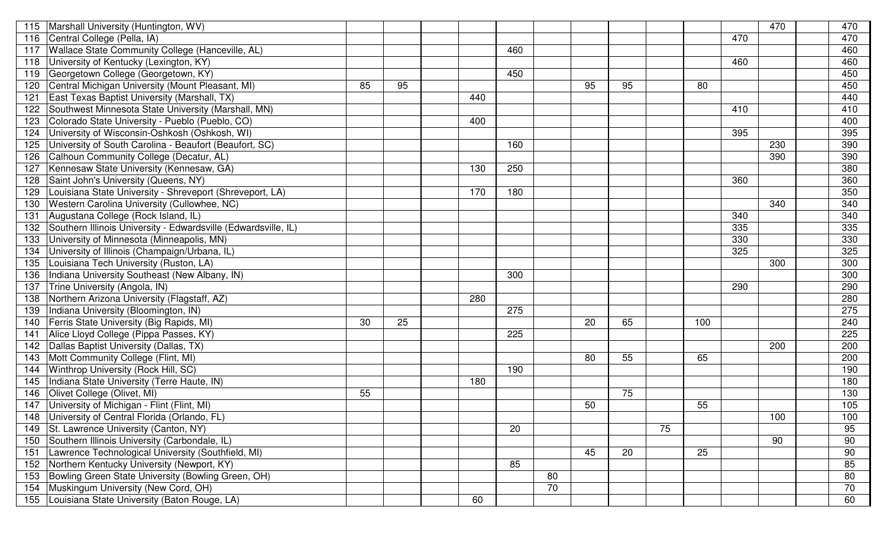| | | | | | | | | | | | | | | | |
|---|---|---|---|---|---|---|---|---|---|---|---|---|---|---|---|
| 115 | Marshall University (Huntington, WV) | | | | | | | | | | | | 470 | | 470 |
| 116 | Central College (Pella, IA) | | | | | | | | | | | 470 | | | 470 |
| 117 | Wallace State Community College (Hanceville, AL) | | | | | 460 | | | | | | | | | 460 |
| 118 | University of Kentucky (Lexington, KY) | | | | | | | | | | | 460 | | | 460 |
| 119 | Georgetown College (Georgetown, KY) | | | | | 450 | | | | | | | | | 450 |
| 120 | Central Michigan University (Mount Pleasant, MI) | 85 | 95 | | | | | 95 | 95 | | 80 | | | | 450 |
| 121 | East Texas Baptist University (Marshall, TX) | | | | 440 | | | | | | | | | | 440 |
| 122 | Southwest Minnesota State University (Marshall, MN) | | | | | | | | | | | 410 | | | 410 |
| 123 | Colorado State University - Pueblo (Pueblo, CO) | | | | 400 | | | | | | | | | | 400 |
| 124 | University of Wisconsin-Oshkosh (Oshkosh, WI) | | | | | | | | | | | 395 | | | 395 |
| 125 | University of South Carolina - Beaufort (Beaufort, SC) | | | | | 160 | | | | | | | 230 | | 390 |
| 126 | Calhoun Community College (Decatur, AL) | | | | | | | | | | | | 390 | | 390 |
| 127 | Kennesaw State University (Kennesaw, GA) | | | | 130 | 250 | | | | | | | | | 380 |
| 128 | Saint John's University (Queens, NY) | | | | | | | | | | | 360 | | | 360 |
| 129 | Louisiana State University - Shreveport (Shreveport, LA) | | | | 170 | 180 | | | | | | | | | 350 |
| 130 | Western Carolina University (Cullowhee, NC) | | | | | | | | | | | | 340 | | 340 |
| 131 | Augustana College (Rock Island, IL) | | | | | | | | | | | 340 | | | 340 |
| 132 | Southern Illinois University - Edwardsville (Edwardsville, IL) | | | | | | | | | | | 335 | | | 335 |
| 133 | University of Minnesota (Minneapolis, MN) | | | | | | | | | | | 330 | | | 330 |
| 134 | University of Illinois (Champaign/Urbana, IL) | | | | | | | | | | | 325 | | | 325 |
| 135 | Louisiana Tech University (Ruston, LA) | | | | | | | | | | | | 300 | | 300 |
| 136 | Indiana University Southeast (New Albany, IN) | | | | | 300 | | | | | | | | | 300 |
| 137 | Trine University (Angola, IN) | | | | | | | | | | | 290 | | | 290 |
| 138 | Northern Arizona University (Flagstaff, AZ) | | | | 280 | | | | | | | | | | 280 |
| 139 | Indiana University (Bloomington, IN) | | | | | 275 | | | | | | | | | 275 |
| 140 | Ferris State University (Big Rapids, MI) | 30 | 25 | | | | | 20 | 65 | | 100 | | | | 240 |
| 141 | Alice Lloyd College (Pippa Passes, KY) | | | | | 225 | | | | | | | | | 225 |
| 142 | Dallas Baptist University (Dallas, TX) | | | | | | | | | | | | 200 | | 200 |
| 143 | Mott Community College (Flint, MI) | | | | | | | 80 | 55 | | 65 | | | | 200 |
| 144 | Winthrop University (Rock Hill, SC) | | | | | 190 | | | | | | | | | 190 |
| 145 | Indiana State University (Terre Haute, IN) | | | | 180 | | | | | | | | | | 180 |
| 146 | Olivet College (Olivet, MI) | 55 | | | | | | | 75 | | | | | | 130 |
| 147 | University of Michigan - Flint (Flint, MI) | | | | | | | 50 | | | 55 | | | | 105 |
| 148 | University of Central Florida (Orlando, FL) | | | | | | | | | | | | 100 | | 100 |
| 149 | St. Lawrence University (Canton, NY) | | | | | 20 | | | | 75 | | | | | 95 |
| 150 | Southern Illinois University (Carbondale, IL) | | | | | | | | | | | | 90 | | 90 |
| 151 | Lawrence Technological University (Southfield, MI) | | | | | | | 45 | 20 | | 25 | | | | 90 |
| 152 | Northern Kentucky University (Newport, KY) | | | | | 85 | | | | | | | | | 85 |
| 153 | Bowling Green State University (Bowling Green, OH) | | | | | | 80 | | | | | | | | 80 |
| 154 | Muskingum University (New Cord, OH) | | | | | | 70 | | | | | | | | 70 |
| 155 | Louisiana State University (Baton Rouge, LA) | | | | 60 | | | | | | | | | | 60 |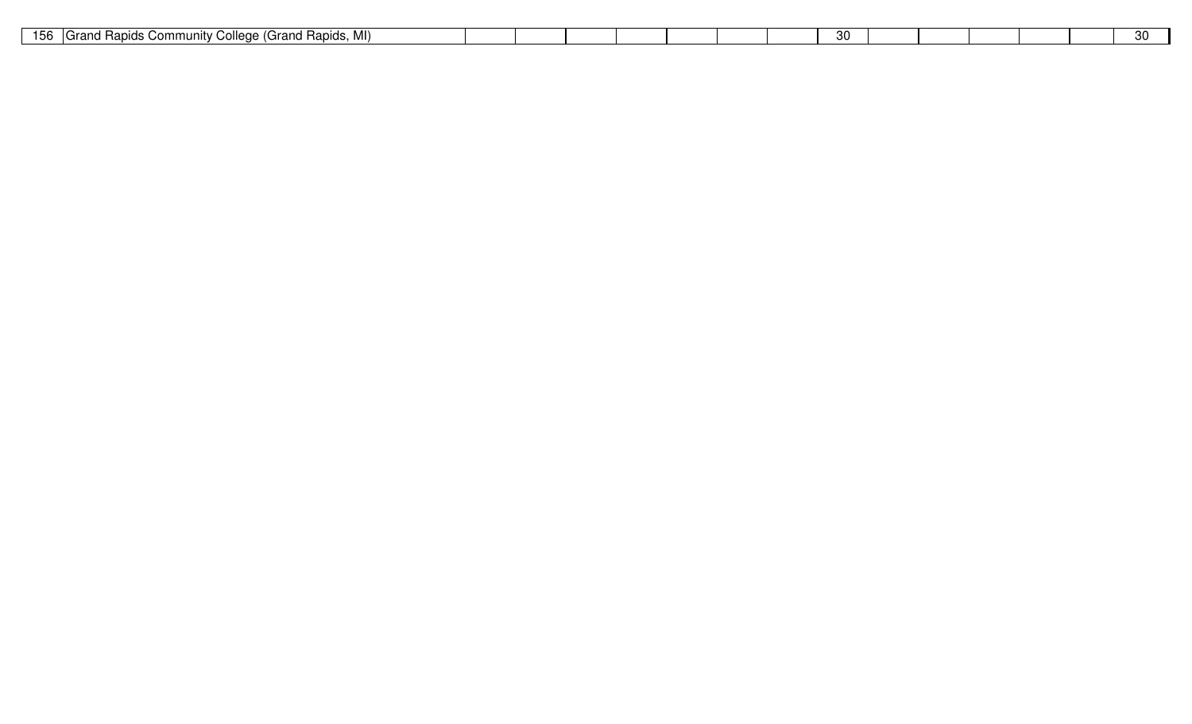| | | | | | | | | | | | | | | | |
|---|---|---|---|---|---|---|---|---|---|---|---|---|---|---|---|
| 156 | Grand Rapids Community College (Grand Rapids, MI) | | | | | | | | 30 | | | | | | 30 |